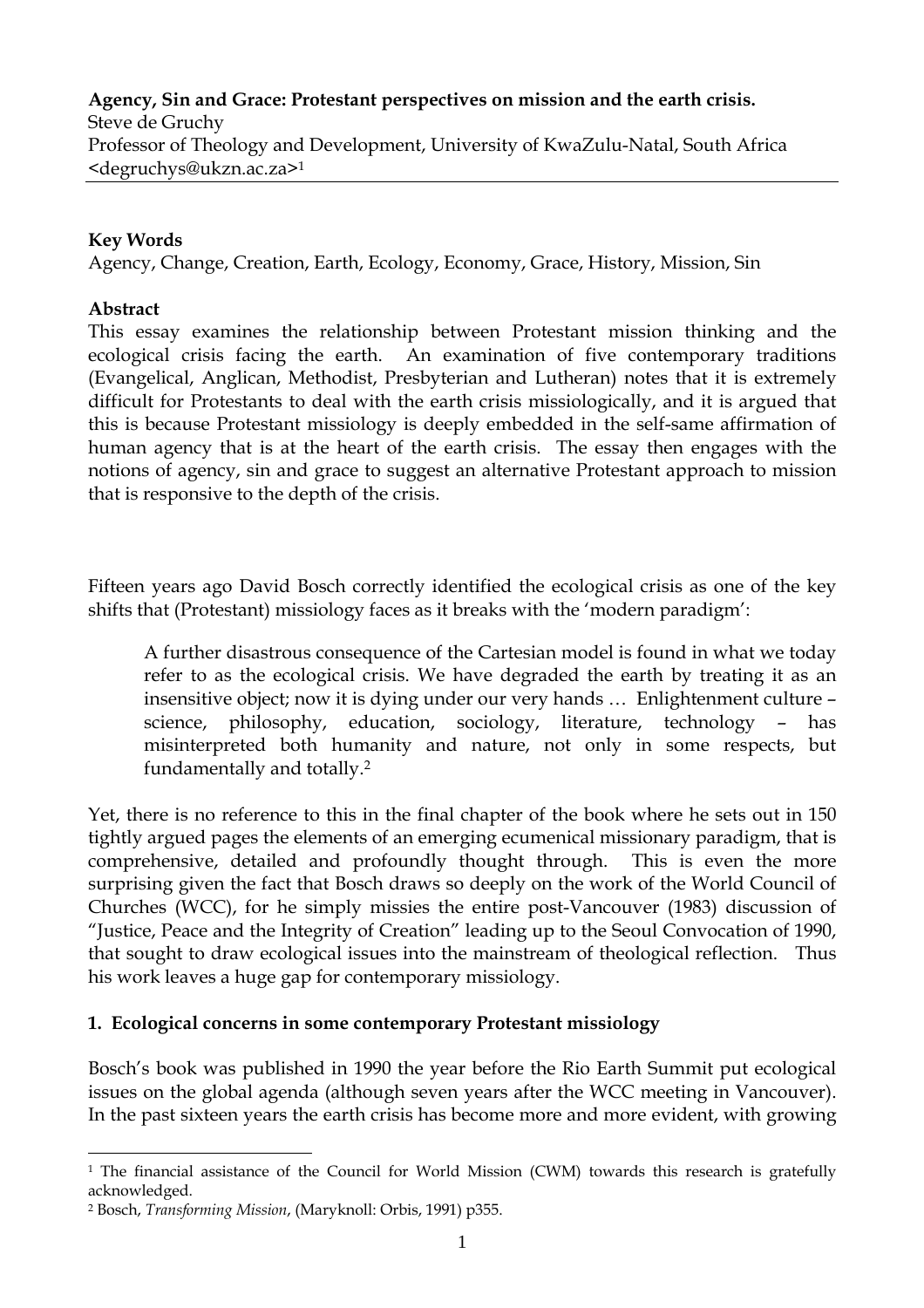**Agency, Sin and Grace: Protestant perspectives on mission and the earth crisis.**
Steve de Gruchy
Professor of Theology and Development, University of KwaZulu-Natal, South Africa
<degruchys@ukzn.ac.za>[1]

**Key Words**
Agency, Change, Creation, Earth, Ecology, Economy, Grace, History, Mission, Sin

**Abstract**
This essay examines the relationship between Protestant mission thinking and the ecological crisis facing the earth. An examination of five contemporary traditions (Evangelical, Anglican, Methodist, Presbyterian and Lutheran) notes that it is extremely difficult for Protestants to deal with the earth crisis missiologically, and it is argued that this is because Protestant missiology is deeply embedded in the self-same affirmation of human agency that is at the heart of the earth crisis. The essay then engages with the notions of agency, sin and grace to suggest an alternative Protestant approach to mission that is responsive to the depth of the crisis.

Fifteen years ago David Bosch correctly identified the ecological crisis as one of the key shifts that (Protestant) missiology faces as it breaks with the 'modern paradigm':

> A further disastrous consequence of the Cartesian model is found in what we today refer to as the ecological crisis. We have degraded the earth by treating it as an insensitive object; now it is dying under our very hands … Enlightenment culture – science, philosophy, education, sociology, literature, technology – has misinterpreted both humanity and nature, not only in some respects, but fundamentally and totally.[2]

Yet, there is no reference to this in the final chapter of the book where he sets out in 150 tightly argued pages the elements of an emerging ecumenical missionary paradigm, that is comprehensive, detailed and profoundly thought through. This is even the more surprising given the fact that Bosch draws so deeply on the work of the World Council of Churches (WCC), for he simply missies the entire post-Vancouver (1983) discussion of "Justice, Peace and the Integrity of Creation" leading up to the Seoul Convocation of 1990, that sought to draw ecological issues into the mainstream of theological reflection. Thus his work leaves a huge gap for contemporary missiology.

## 1. Ecological concerns in some contemporary Protestant missiology

Bosch's book was published in 1990 the year before the Rio Earth Summit put ecological issues on the global agenda (although seven years after the WCC meeting in Vancouver). In the past sixteen years the earth crisis has become more and more evident, with growing

---

[1] The financial assistance of the Council for World Mission (CWM) towards this research is gratefully acknowledged.

[2] Bosch, *Transforming Mission*, (Maryknoll: Orbis, 1991) p355.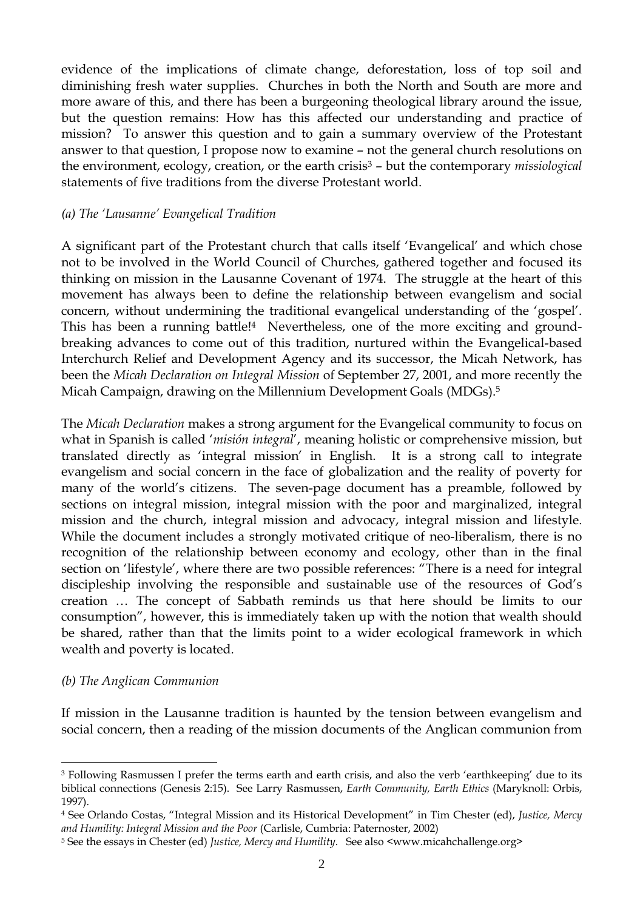evidence of the implications of climate change, deforestation, loss of top soil and diminishing fresh water supplies. Churches in both the North and South are more and more aware of this, and there has been a burgeoning theological library around the issue, but the question remains: How has this affected our understanding and practice of mission? To answer this question and to gain a summary overview of the Protestant answer to that question, I propose now to examine – not the general church resolutions on the environment, ecology, creation, or the earth crisis[3] – but the contemporary *missiological* statements of five traditions from the diverse Protestant world.

*(a) The 'Lausanne' Evangelical Tradition*

A significant part of the Protestant church that calls itself 'Evangelical' and which chose not to be involved in the World Council of Churches, gathered together and focused its thinking on mission in the Lausanne Covenant of 1974. The struggle at the heart of this movement has always been to define the relationship between evangelism and social concern, without undermining the traditional evangelical understanding of the 'gospel'. This has been a running battle![4] Nevertheless, one of the more exciting and ground-breaking advances to come out of this tradition, nurtured within the Evangelical-based Interchurch Relief and Development Agency and its successor, the Micah Network, has been the *Micah Declaration on Integral Mission* of September 27, 2001, and more recently the Micah Campaign, drawing on the Millennium Development Goals (MDGs).[5]

The *Micah Declaration* makes a strong argument for the Evangelical community to focus on what in Spanish is called '*misión integral*', meaning holistic or comprehensive mission, but translated directly as 'integral mission' in English. It is a strong call to integrate evangelism and social concern in the face of globalization and the reality of poverty for many of the world's citizens. The seven-page document has a preamble, followed by sections on integral mission, integral mission with the poor and marginalized, integral mission and the church, integral mission and advocacy, integral mission and lifestyle. While the document includes a strongly motivated critique of neo-liberalism, there is no recognition of the relationship between economy and ecology, other than in the final section on 'lifestyle', where there are two possible references: "There is a need for integral discipleship involving the responsible and sustainable use of the resources of God's creation … The concept of Sabbath reminds us that here should be limits to our consumption", however, this is immediately taken up with the notion that wealth should be shared, rather than that the limits point to a wider ecological framework in which wealth and poverty is located.

*(b) The Anglican Communion*

If mission in the Lausanne tradition is haunted by the tension between evangelism and social concern, then a reading of the mission documents of the Anglican communion from

---

[3] Following Rasmussen I prefer the terms earth and earth crisis, and also the verb 'earthkeeping' due to its biblical connections (Genesis 2:15). See Larry Rasmussen, *Earth Community, Earth Ethics* (Maryknoll: Orbis, 1997).

[4] See Orlando Costas, "Integral Mission and its Historical Development" in Tim Chester (ed), *Justice, Mercy and Humility: Integral Mission and the Poor* (Carlisle, Cumbria: Paternoster, 2002)

[5] See the essays in Chester (ed) *Justice, Mercy and Humility.* See also <www.micahchallenge.org>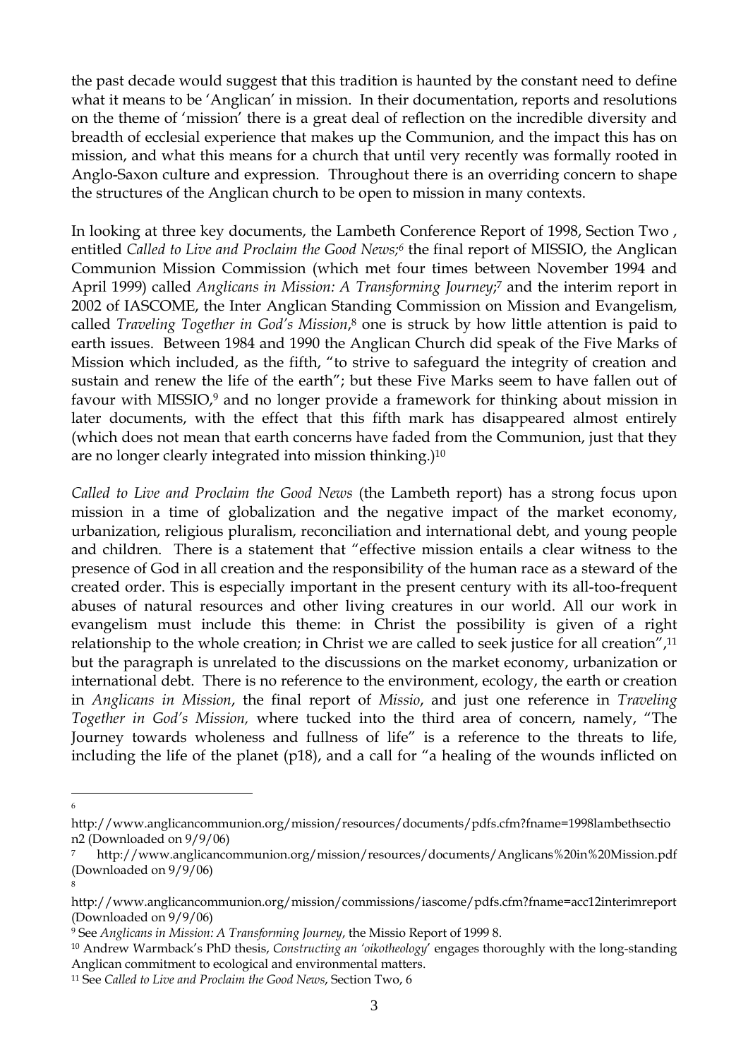the past decade would suggest that this tradition is haunted by the constant need to define what it means to be 'Anglican' in mission. In their documentation, reports and resolutions on the theme of 'mission' there is a great deal of reflection on the incredible diversity and breadth of ecclesial experience that makes up the Communion, and the impact this has on mission, and what this means for a church that until very recently was formally rooted in Anglo-Saxon culture and expression. Throughout there is an overriding concern to shape the structures of the Anglican church to be open to mission in many contexts.

In looking at three key documents, the Lambeth Conference Report of 1998, Section Two , entitled *Called to Live and Proclaim the Good News;*[6] the final report of MISSIO, the Anglican Communion Mission Commission (which met four times between November 1994 and April 1999) called *Anglicans in Mission: A Transforming Journey*;[7] and the interim report in 2002 of IASCOME, the Inter Anglican Standing Commission on Mission and Evangelism, called *Traveling Together in God's Mission*,[8] one is struck by how little attention is paid to earth issues. Between 1984 and 1990 the Anglican Church did speak of the Five Marks of Mission which included, as the fifth, "to strive to safeguard the integrity of creation and sustain and renew the life of the earth"; but these Five Marks seem to have fallen out of favour with MISSIO,[9] and no longer provide a framework for thinking about mission in later documents, with the effect that this fifth mark has disappeared almost entirely (which does not mean that earth concerns have faded from the Communion, just that they are no longer clearly integrated into mission thinking.)[10]

*Called to Live and Proclaim the Good News* (the Lambeth report) has a strong focus upon mission in a time of globalization and the negative impact of the market economy, urbanization, religious pluralism, reconciliation and international debt, and young people and children. There is a statement that "effective mission entails a clear witness to the presence of God in all creation and the responsibility of the human race as a steward of the created order. This is especially important in the present century with its all-too-frequent abuses of natural resources and other living creatures in our world. All our work in evangelism must include this theme: in Christ the possibility is given of a right relationship to the whole creation; in Christ we are called to seek justice for all creation",[11] but the paragraph is unrelated to the discussions on the market economy, urbanization or international debt. There is no reference to the environment, ecology, the earth or creation in *Anglicans in Mission*, the final report of *Missio*, and just one reference in *Traveling Together in God's Mission,* where tucked into the third area of concern, namely, "The Journey towards wholeness and fullness of life" is a reference to the threats to life, including the life of the planet (p18), and a call for "a healing of the wounds inflicted on

---

[6] http://www.anglicancommunion.org/mission/resources/documents/pdfs.cfm?fname=1998lambethsection2 (Downloaded on 9/9/06)

[7] http://www.anglicancommunion.org/mission/resources/documents/Anglicans%20in%20Mission.pdf (Downloaded on 9/9/06)

[8] http://www.anglicancommunion.org/mission/commissions/iascome/pdfs.cfm?fname=acc12interimreport (Downloaded on 9/9/06)

[9] See *Anglicans in Mission: A Transforming Journey*, the Missio Report of 1999 8.

[10] Andrew Warmback's PhD thesis, *Constructing an 'oikotheology*' engages thoroughly with the long-standing Anglican commitment to ecological and environmental matters.

[11] See *Called to Live and Proclaim the Good News*, Section Two, 6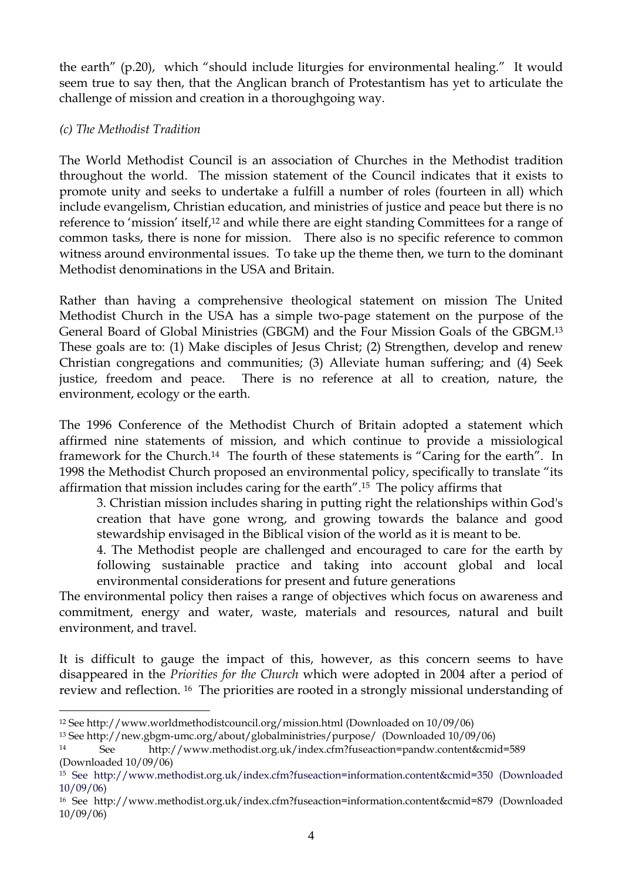the earth" (p.20), which "should include liturgies for environmental healing." It would seem true to say then, that the Anglican branch of Protestantism has yet to articulate the challenge of mission and creation in a thoroughgoing way.

*(c) The Methodist Tradition*

The World Methodist Council is an association of Churches in the Methodist tradition throughout the world. The mission statement of the Council indicates that it exists to promote unity and seeks to undertake a fulfill a number of roles (fourteen in all) which include evangelism, Christian education, and ministries of justice and peace but there is no reference to 'mission' itself,[12] and while there are eight standing Committees for a range of common tasks, there is none for mission. There also is no specific reference to common witness around environmental issues. To take up the theme then, we turn to the dominant Methodist denominations in the USA and Britain.

Rather than having a comprehensive theological statement on mission The United Methodist Church in the USA has a simple two-page statement on the purpose of the General Board of Global Ministries (GBGM) and the Four Mission Goals of the GBGM.[13] These goals are to: (1) Make disciples of Jesus Christ; (2) Strengthen, develop and renew Christian congregations and communities; (3) Alleviate human suffering; and (4) Seek justice, freedom and peace. There is no reference at all to creation, nature, the environment, ecology or the earth.

The 1996 Conference of the Methodist Church of Britain adopted a statement which affirmed nine statements of mission, and which continue to provide a missiological framework for the Church.[14] The fourth of these statements is "Caring for the earth". In 1998 the Methodist Church proposed an environmental policy, specifically to translate "its affirmation that mission includes caring for the earth".[15] The policy affirms that

> 3. Christian mission includes sharing in putting right the relationships within God's creation that have gone wrong, and growing towards the balance and good stewardship envisaged in the Biblical vision of the world as it is meant to be.
>
> 4. The Methodist people are challenged and encouraged to care for the earth by following sustainable practice and taking into account global and local environmental considerations for present and future generations

The environmental policy then raises a range of objectives which focus on awareness and commitment, energy and water, waste, materials and resources, natural and built environment, and travel.

It is difficult to gauge the impact of this, however, as this concern seems to have disappeared in the *Priorities for the Church* which were adopted in 2004 after a period of review and reflection. [16] The priorities are rooted in a strongly missional understanding of

---

[12] See http://www.worldmethodistcouncil.org/mission.html (Downloaded on 10/09/06)

[13] See http://new.gbgm-umc.org/about/globalministries/purpose/ (Downloaded 10/09/06)

[14] See http://www.methodist.org.uk/index.cfm?fuseaction=pandw.content&cmid=589 (Downloaded 10/09/06)

[15] See http://www.methodist.org.uk/index.cfm?fuseaction=information.content&cmid=350 (Downloaded 10/09/06)

[16] See http://www.methodist.org.uk/index.cfm?fuseaction=information.content&cmid=879 (Downloaded 10/09/06)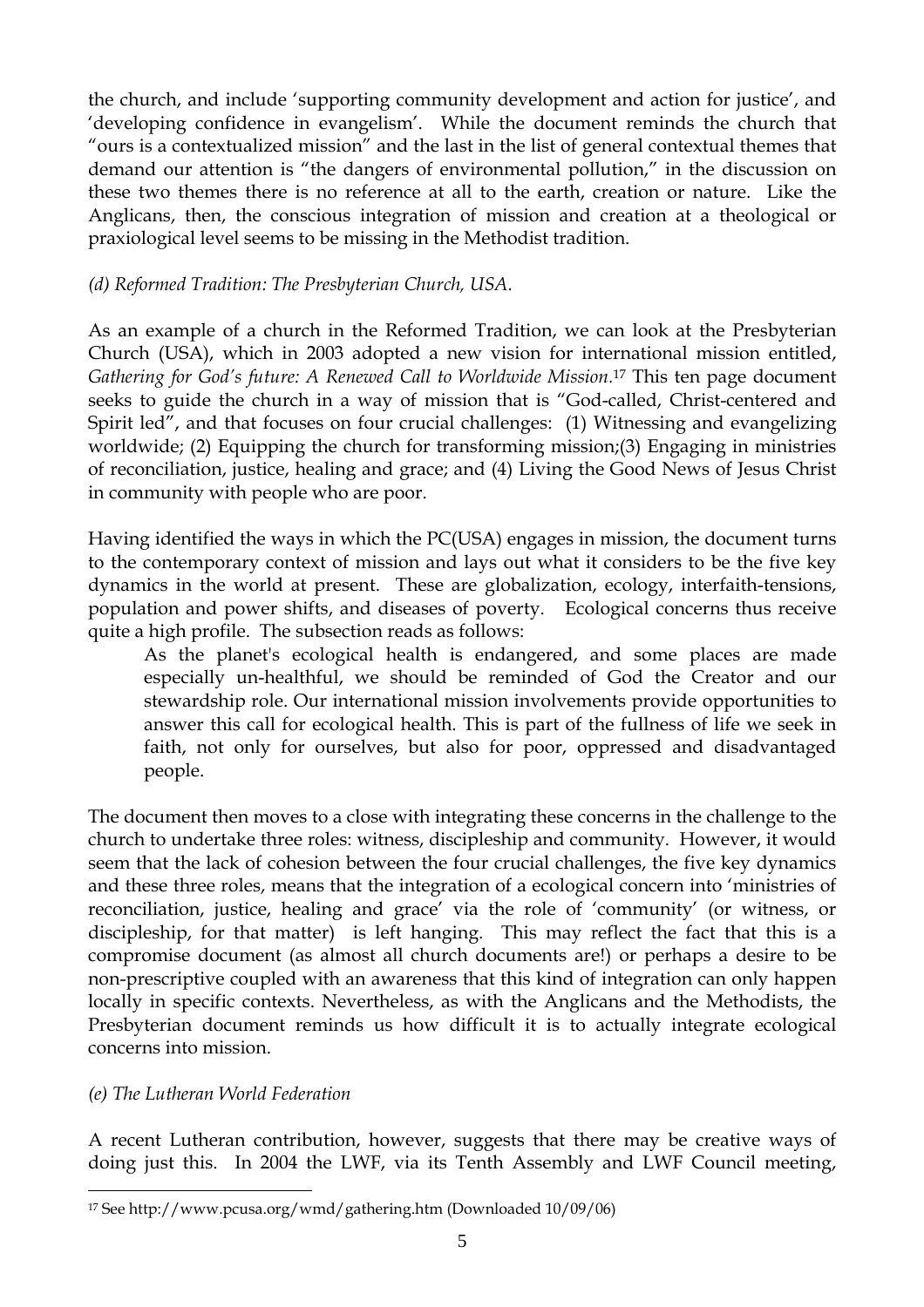the church, and include 'supporting community development and action for justice', and 'developing confidence in evangelism'. While the document reminds the church that "ours is a contextualized mission" and the last in the list of general contextual themes that demand our attention is "the dangers of environmental pollution," in the discussion on these two themes there is no reference at all to the earth, creation or nature. Like the Anglicans, then, the conscious integration of mission and creation at a theological or praxiological level seems to be missing in the Methodist tradition.

*(d) Reformed Tradition: The Presbyterian Church, USA.*

As an example of a church in the Reformed Tradition, we can look at the Presbyterian Church (USA), which in 2003 adopted a new vision for international mission entitled, *Gathering for God's future: A Renewed Call to Worldwide Mission.*[17] This ten page document seeks to guide the church in a way of mission that is "God-called, Christ-centered and Spirit led", and that focuses on four crucial challenges: (1) Witnessing and evangelizing worldwide; (2) Equipping the church for transforming mission;(3) Engaging in ministries of reconciliation, justice, healing and grace; and (4) Living the Good News of Jesus Christ in community with people who are poor.

Having identified the ways in which the PC(USA) engages in mission, the document turns to the contemporary context of mission and lays out what it considers to be the five key dynamics in the world at present. These are globalization, ecology, interfaith-tensions, population and power shifts, and diseases of poverty. Ecological concerns thus receive quite a high profile. The subsection reads as follows:

> As the planet's ecological health is endangered, and some places are made especially un-healthful, we should be reminded of God the Creator and our stewardship role. Our international mission involvements provide opportunities to answer this call for ecological health. This is part of the fullness of life we seek in faith, not only for ourselves, but also for poor, oppressed and disadvantaged people.

The document then moves to a close with integrating these concerns in the challenge to the church to undertake three roles: witness, discipleship and community. However, it would seem that the lack of cohesion between the four crucial challenges, the five key dynamics and these three roles, means that the integration of a ecological concern into 'ministries of reconciliation, justice, healing and grace' via the role of 'community' (or witness, or discipleship, for that matter) is left hanging. This may reflect the fact that this is a compromise document (as almost all church documents are!) or perhaps a desire to be non-prescriptive coupled with an awareness that this kind of integration can only happen locally in specific contexts. Nevertheless, as with the Anglicans and the Methodists, the Presbyterian document reminds us how difficult it is to actually integrate ecological concerns into mission.

*(e) The Lutheran World Federation*

A recent Lutheran contribution, however, suggests that there may be creative ways of doing just this. In 2004 the LWF, via its Tenth Assembly and LWF Council meeting,

---

[17] See http://www.pcusa.org/wmd/gathering.htm (Downloaded 10/09/06)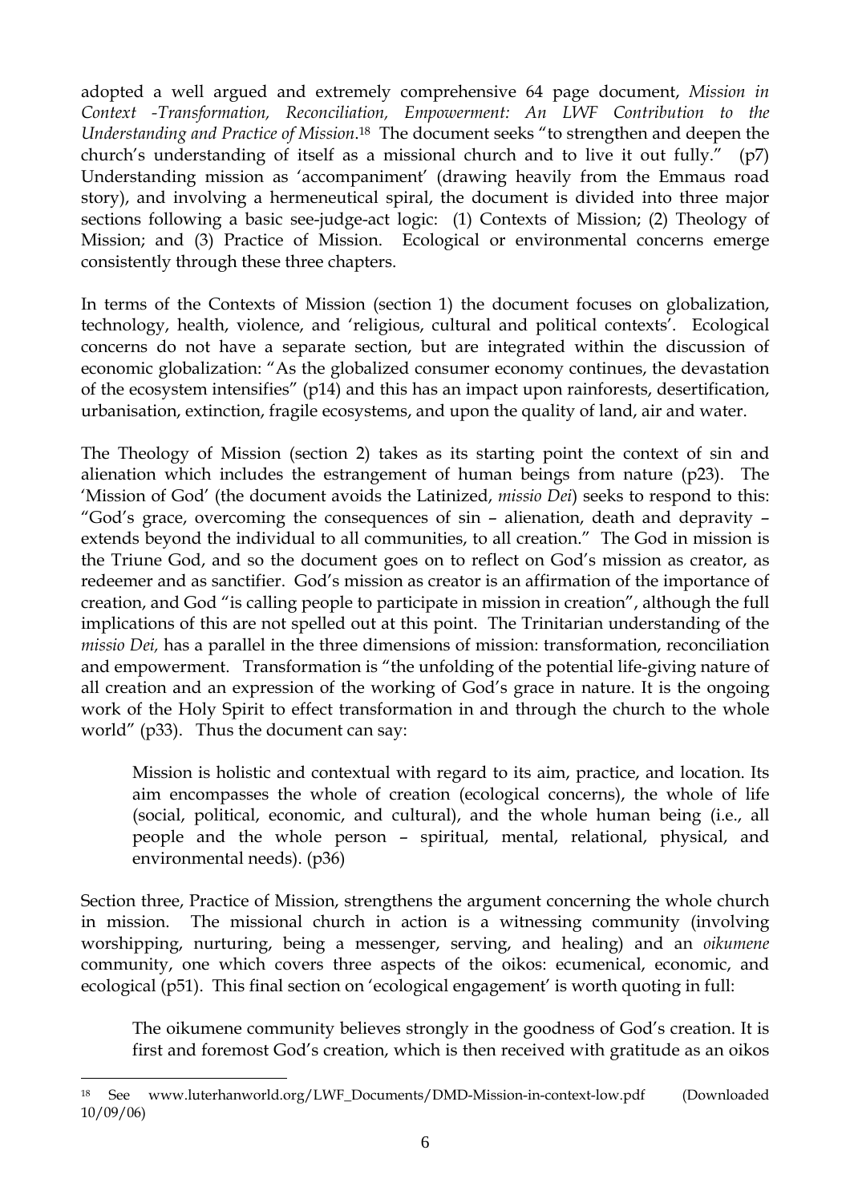adopted a well argued and extremely comprehensive 64 page document, *Mission in Context -Transformation, Reconciliation, Empowerment: An LWF Contribution to the Understanding and Practice of Mission*.[18] The document seeks "to strengthen and deepen the church's understanding of itself as a missional church and to live it out fully." (p7) Understanding mission as 'accompaniment' (drawing heavily from the Emmaus road story), and involving a hermeneutical spiral, the document is divided into three major sections following a basic see-judge-act logic: (1) Contexts of Mission; (2) Theology of Mission; and (3) Practice of Mission. Ecological or environmental concerns emerge consistently through these three chapters.

In terms of the Contexts of Mission (section 1) the document focuses on globalization, technology, health, violence, and 'religious, cultural and political contexts'. Ecological concerns do not have a separate section, but are integrated within the discussion of economic globalization: "As the globalized consumer economy continues, the devastation of the ecosystem intensifies" (p14) and this has an impact upon rainforests, desertification, urbanisation, extinction, fragile ecosystems, and upon the quality of land, air and water.

The Theology of Mission (section 2) takes as its starting point the context of sin and alienation which includes the estrangement of human beings from nature (p23). The 'Mission of God' (the document avoids the Latinized, *missio Dei*) seeks to respond to this: "God's grace, overcoming the consequences of sin – alienation, death and depravity – extends beyond the individual to all communities, to all creation." The God in mission is the Triune God, and so the document goes on to reflect on God's mission as creator, as redeemer and as sanctifier. God's mission as creator is an affirmation of the importance of creation, and God "is calling people to participate in mission in creation", although the full implications of this are not spelled out at this point. The Trinitarian understanding of the *missio Dei,* has a parallel in the three dimensions of mission: transformation, reconciliation and empowerment. Transformation is "the unfolding of the potential life-giving nature of all creation and an expression of the working of God's grace in nature. It is the ongoing work of the Holy Spirit to effect transformation in and through the church to the whole world" (p33). Thus the document can say:

> Mission is holistic and contextual with regard to its aim, practice, and location. Its aim encompasses the whole of creation (ecological concerns), the whole of life (social, political, economic, and cultural), and the whole human being (i.e., all people and the whole person – spiritual, mental, relational, physical, and environmental needs). (p36)

Section three, Practice of Mission, strengthens the argument concerning the whole church in mission. The missional church in action is a witnessing community (involving worshipping, nurturing, being a messenger, serving, and healing) and an *oikumene* community, one which covers three aspects of the oikos: ecumenical, economic, and ecological (p51). This final section on 'ecological engagement' is worth quoting in full:

> The oikumene community believes strongly in the goodness of God's creation. It is first and foremost God's creation, which is then received with gratitude as an oikos

---

[18] See www.luterhanworld.org/LWF_Documents/DMD-Mission-in-context-low.pdf (Downloaded 10/09/06)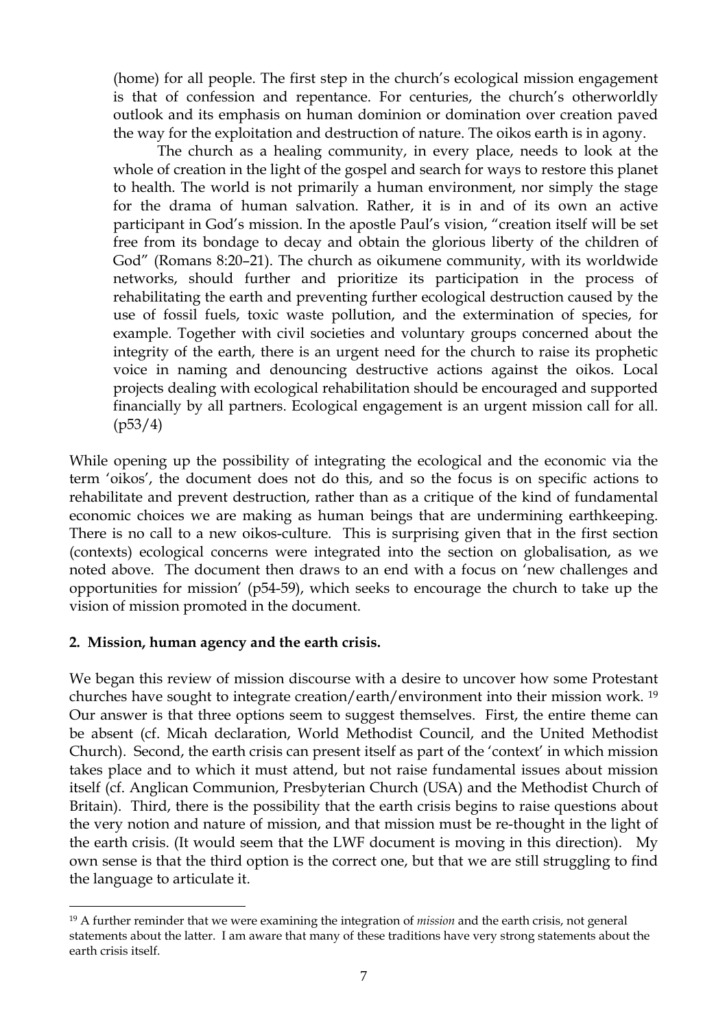> (home) for all people. The first step in the church's ecological mission engagement is that of confession and repentance. For centuries, the church's otherworldly outlook and its emphasis on human dominion or domination over creation paved the way for the exploitation and destruction of nature. The oikos earth is in agony.
>
> The church as a healing community, in every place, needs to look at the whole of creation in the light of the gospel and search for ways to restore this planet to health. The world is not primarily a human environment, nor simply the stage for the drama of human salvation. Rather, it is in and of its own an active participant in God's mission. In the apostle Paul's vision, "creation itself will be set free from its bondage to decay and obtain the glorious liberty of the children of God" (Romans 8:20–21). The church as oikumene community, with its worldwide networks, should further and prioritize its participation in the process of rehabilitating the earth and preventing further ecological destruction caused by the use of fossil fuels, toxic waste pollution, and the extermination of species, for example. Together with civil societies and voluntary groups concerned about the integrity of the earth, there is an urgent need for the church to raise its prophetic voice in naming and denouncing destructive actions against the oikos. Local projects dealing with ecological rehabilitation should be encouraged and supported financially by all partners. Ecological engagement is an urgent mission call for all. (p53/4)

While opening up the possibility of integrating the ecological and the economic via the term 'oikos', the document does not do this, and so the focus is on specific actions to rehabilitate and prevent destruction, rather than as a critique of the kind of fundamental economic choices we are making as human beings that are undermining earthkeeping. There is no call to a new oikos-culture. This is surprising given that in the first section (contexts) ecological concerns were integrated into the section on globalisation, as we noted above. The document then draws to an end with a focus on 'new challenges and opportunities for mission' (p54-59), which seeks to encourage the church to take up the vision of mission promoted in the document.

## 2. Mission, human agency and the earth crisis.

We began this review of mission discourse with a desire to uncover how some Protestant churches have sought to integrate creation/earth/environment into their mission work. [19] Our answer is that three options seem to suggest themselves. First, the entire theme can be absent (cf. Micah declaration, World Methodist Council, and the United Methodist Church). Second, the earth crisis can present itself as part of the 'context' in which mission takes place and to which it must attend, but not raise fundamental issues about mission itself (cf. Anglican Communion, Presbyterian Church (USA) and the Methodist Church of Britain). Third, there is the possibility that the earth crisis begins to raise questions about the very notion and nature of mission, and that mission must be re-thought in the light of the earth crisis. (It would seem that the LWF document is moving in this direction). My own sense is that the third option is the correct one, but that we are still struggling to find the language to articulate it.

---

[19] A further reminder that we were examining the integration of *mission* and the earth crisis, not general statements about the latter. I am aware that many of these traditions have very strong statements about the earth crisis itself.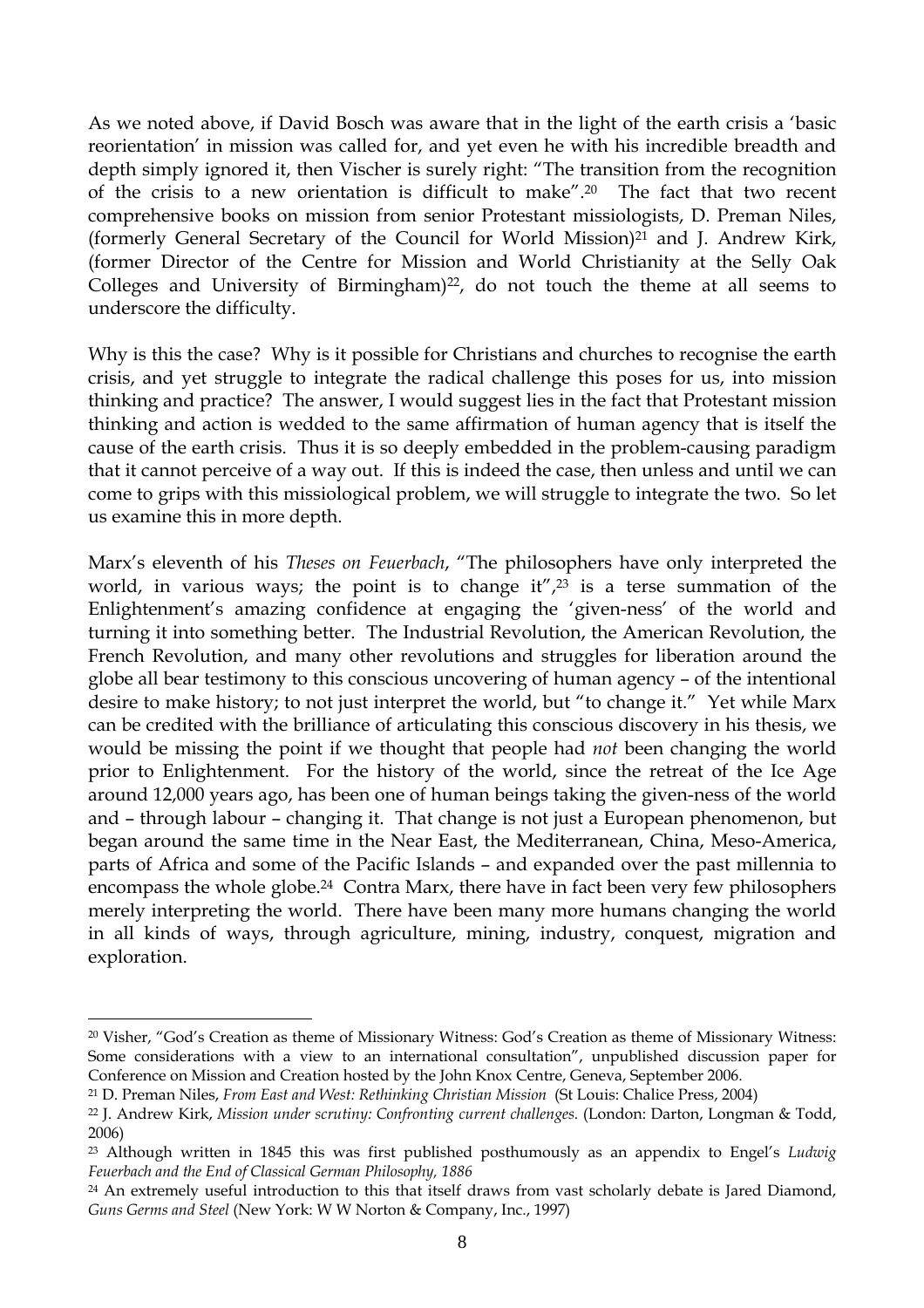As we noted above, if David Bosch was aware that in the light of the earth crisis a 'basic reorientation' in mission was called for, and yet even he with his incredible breadth and depth simply ignored it, then Vischer is surely right: "The transition from the recognition of the crisis to a new orientation is difficult to make".[20] The fact that two recent comprehensive books on mission from senior Protestant missiologists, D. Preman Niles, (formerly General Secretary of the Council for World Mission)[21] and J. Andrew Kirk, (former Director of the Centre for Mission and World Christianity at the Selly Oak Colleges and University of Birmingham)[22], do not touch the theme at all seems to underscore the difficulty.

Why is this the case? Why is it possible for Christians and churches to recognise the earth crisis, and yet struggle to integrate the radical challenge this poses for us, into mission thinking and practice? The answer, I would suggest lies in the fact that Protestant mission thinking and action is wedded to the same affirmation of human agency that is itself the cause of the earth crisis. Thus it is so deeply embedded in the problem-causing paradigm that it cannot perceive of a way out. If this is indeed the case, then unless and until we can come to grips with this missiological problem, we will struggle to integrate the two. So let us examine this in more depth.

Marx's eleventh of his *Theses on Feuerbach*, "The philosophers have only interpreted the world, in various ways; the point is to change it",[23] is a terse summation of the Enlightenment's amazing confidence at engaging the 'given-ness' of the world and turning it into something better. The Industrial Revolution, the American Revolution, the French Revolution, and many other revolutions and struggles for liberation around the globe all bear testimony to this conscious uncovering of human agency – of the intentional desire to make history; to not just interpret the world, but "to change it." Yet while Marx can be credited with the brilliance of articulating this conscious discovery in his thesis, we would be missing the point if we thought that people had *not* been changing the world prior to Enlightenment. For the history of the world, since the retreat of the Ice Age around 12,000 years ago, has been one of human beings taking the given-ness of the world and – through labour – changing it. That change is not just a European phenomenon, but began around the same time in the Near East, the Mediterranean, China, Meso-America, parts of Africa and some of the Pacific Islands – and expanded over the past millennia to encompass the whole globe.[24] Contra Marx, there have in fact been very few philosophers merely interpreting the world. There have been many more humans changing the world in all kinds of ways, through agriculture, mining, industry, conquest, migration and exploration.

---

[20] Visher, "God's Creation as theme of Missionary Witness: God's Creation as theme of Missionary Witness: Some considerations with a view to an international consultation", unpublished discussion paper for Conference on Mission and Creation hosted by the John Knox Centre, Geneva, September 2006.

[21] D. Preman Niles, *From East and West: Rethinking Christian Mission* (St Louis: Chalice Press, 2004)

[22] J. Andrew Kirk, *Mission under scrutiny: Confronting current challenges.* (London: Darton, Longman & Todd, 2006)

[23] Although written in 1845 this was first published posthumously as an appendix to Engel's *Ludwig Feuerbach and the End of Classical German Philosophy, 1886*

[24] An extremely useful introduction to this that itself draws from vast scholarly debate is Jared Diamond, *Guns Germs and Steel* (New York: W W Norton & Company, Inc., 1997)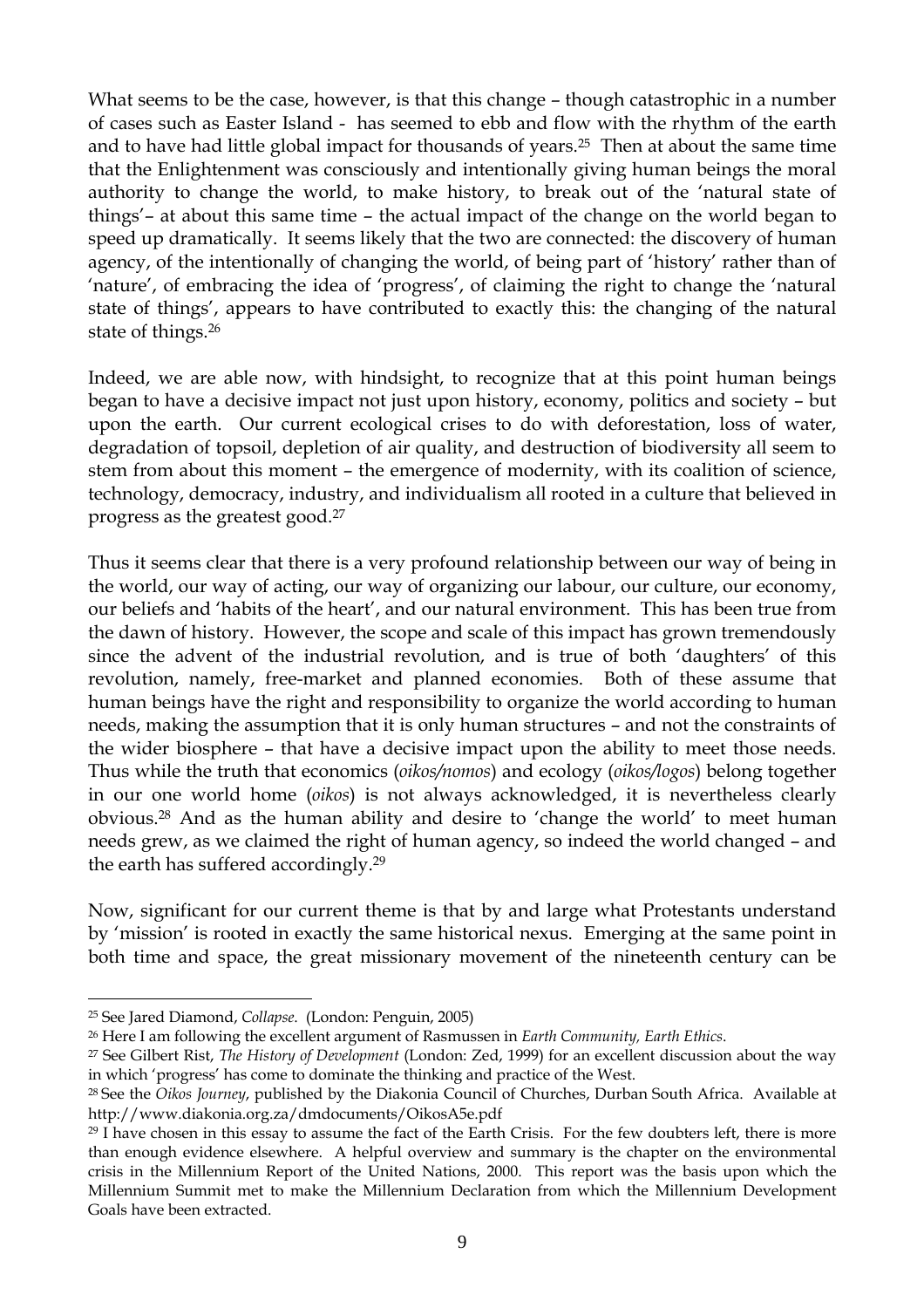What seems to be the case, however, is that this change – though catastrophic in a number of cases such as Easter Island - has seemed to ebb and flow with the rhythm of the earth and to have had little global impact for thousands of years.[25] Then at about the same time that the Enlightenment was consciously and intentionally giving human beings the moral authority to change the world, to make history, to break out of the 'natural state of things'– at about this same time – the actual impact of the change on the world began to speed up dramatically. It seems likely that the two are connected: the discovery of human agency, of the intentionally of changing the world, of being part of 'history' rather than of 'nature', of embracing the idea of 'progress', of claiming the right to change the 'natural state of things', appears to have contributed to exactly this: the changing of the natural state of things.[26]

Indeed, we are able now, with hindsight, to recognize that at this point human beings began to have a decisive impact not just upon history, economy, politics and society – but upon the earth. Our current ecological crises to do with deforestation, loss of water, degradation of topsoil, depletion of air quality, and destruction of biodiversity all seem to stem from about this moment – the emergence of modernity, with its coalition of science, technology, democracy, industry, and individualism all rooted in a culture that believed in progress as the greatest good.[27]

Thus it seems clear that there is a very profound relationship between our way of being in the world, our way of acting, our way of organizing our labour, our culture, our economy, our beliefs and 'habits of the heart', and our natural environment. This has been true from the dawn of history. However, the scope and scale of this impact has grown tremendously since the advent of the industrial revolution, and is true of both 'daughters' of this revolution, namely, free-market and planned economies. Both of these assume that human beings have the right and responsibility to organize the world according to human needs, making the assumption that it is only human structures – and not the constraints of the wider biosphere – that have a decisive impact upon the ability to meet those needs. Thus while the truth that economics (*oikos/nomos*) and ecology (*oikos/logos*) belong together in our one world home (*oikos*) is not always acknowledged, it is nevertheless clearly obvious.[28] And as the human ability and desire to 'change the world' to meet human needs grew, as we claimed the right of human agency, so indeed the world changed – and the earth has suffered accordingly.[29]

Now, significant for our current theme is that by and large what Protestants understand by 'mission' is rooted in exactly the same historical nexus. Emerging at the same point in both time and space, the great missionary movement of the nineteenth century can be

---

[25] See Jared Diamond, *Collapse*. (London: Penguin, 2005)

[26] Here I am following the excellent argument of Rasmussen in *Earth Community, Earth Ethics*.

[27] See Gilbert Rist, *The History of Development* (London: Zed, 1999) for an excellent discussion about the way in which 'progress' has come to dominate the thinking and practice of the West.

[28] See the *Oikos Journey*, published by the Diakonia Council of Churches, Durban South Africa. Available at http://www.diakonia.org.za/dmdocuments/OikosA5e.pdf

[29] I have chosen in this essay to assume the fact of the Earth Crisis. For the few doubters left, there is more than enough evidence elsewhere. A helpful overview and summary is the chapter on the environmental crisis in the Millennium Report of the United Nations, 2000. This report was the basis upon which the Millennium Summit met to make the Millennium Declaration from which the Millennium Development Goals have been extracted.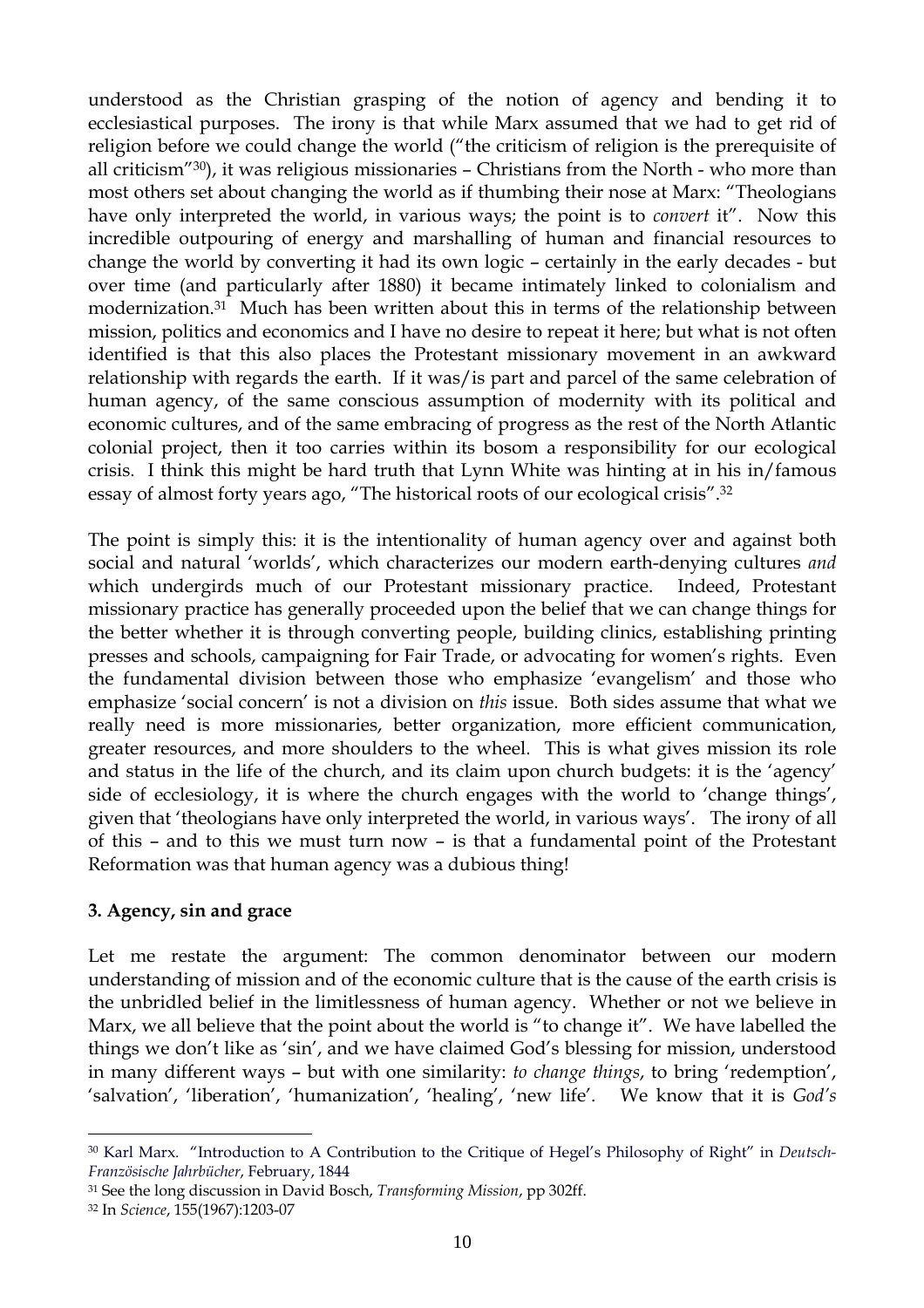understood as the Christian grasping of the notion of agency and bending it to ecclesiastical purposes. The irony is that while Marx assumed that we had to get rid of religion before we could change the world ("the criticism of religion is the prerequisite of all criticism"[30]), it was religious missionaries – Christians from the North - who more than most others set about changing the world as if thumbing their nose at Marx: "Theologians have only interpreted the world, in various ways; the point is to *convert* it". Now this incredible outpouring of energy and marshalling of human and financial resources to change the world by converting it had its own logic – certainly in the early decades - but over time (and particularly after 1880) it became intimately linked to colonialism and modernization.[31] Much has been written about this in terms of the relationship between mission, politics and economics and I have no desire to repeat it here; but what is not often identified is that this also places the Protestant missionary movement in an awkward relationship with regards the earth. If it was/is part and parcel of the same celebration of human agency, of the same conscious assumption of modernity with its political and economic cultures, and of the same embracing of progress as the rest of the North Atlantic colonial project, then it too carries within its bosom a responsibility for our ecological crisis. I think this might be hard truth that Lynn White was hinting at in his in/famous essay of almost forty years ago, "The historical roots of our ecological crisis".[32]

The point is simply this: it is the intentionality of human agency over and against both social and natural 'worlds', which characterizes our modern earth-denying cultures *and* which undergirds much of our Protestant missionary practice. Indeed, Protestant missionary practice has generally proceeded upon the belief that we can change things for the better whether it is through converting people, building clinics, establishing printing presses and schools, campaigning for Fair Trade, or advocating for women's rights. Even the fundamental division between those who emphasize 'evangelism' and those who emphasize 'social concern' is not a division on *this* issue. Both sides assume that what we really need is more missionaries, better organization, more efficient communication, greater resources, and more shoulders to the wheel. This is what gives mission its role and status in the life of the church, and its claim upon church budgets: it is the 'agency' side of ecclesiology, it is where the church engages with the world to 'change things', given that 'theologians have only interpreted the world, in various ways'. The irony of all of this – and to this we must turn now – is that a fundamental point of the Protestant Reformation was that human agency was a dubious thing!

### 3. Agency, sin and grace

Let me restate the argument: The common denominator between our modern understanding of mission and of the economic culture that is the cause of the earth crisis is the unbridled belief in the limitlessness of human agency. Whether or not we believe in Marx, we all believe that the point about the world is "to change it". We have labelled the things we don't like as 'sin', and we have claimed God's blessing for mission, understood in many different ways – but with one similarity: *to change things*, to bring 'redemption', 'salvation', 'liberation', 'humanization', 'healing', 'new life'. We know that it is *God's*

---

[30] Karl Marx. "Introduction to A Contribution to the Critique of Hegel's Philosophy of Right" in *Deutsch-Französische Jahrbücher*, February, 1844

[31] See the long discussion in David Bosch, *Transforming Mission*, pp 302ff.

[32] In *Science*, 155(1967):1203-07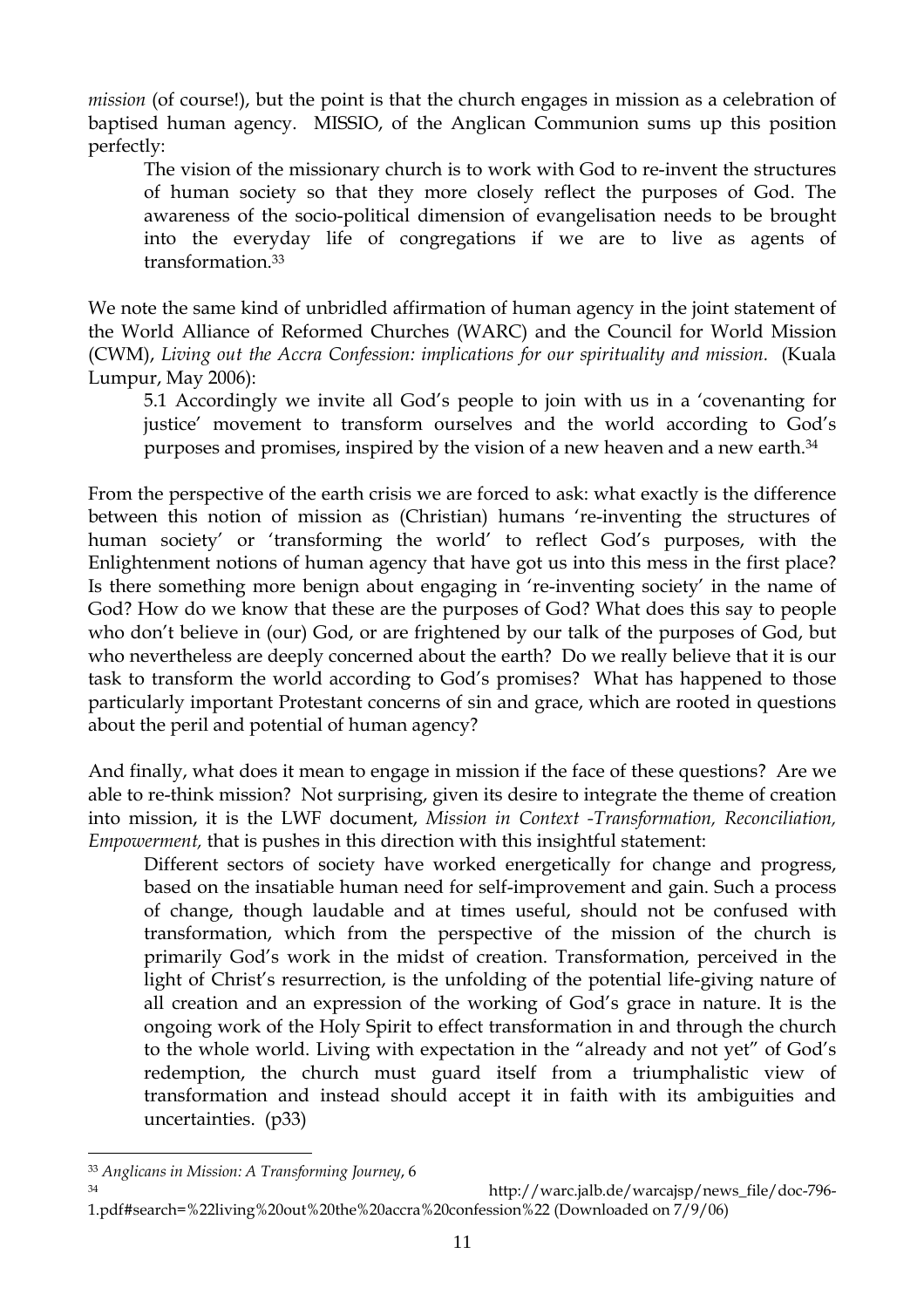*mission* (of course!), but the point is that the church engages in mission as a celebration of baptised human agency. MISSIO, of the Anglican Communion sums up this position perfectly:

> The vision of the missionary church is to work with God to re-invent the structures of human society so that they more closely reflect the purposes of God. The awareness of the socio-political dimension of evangelisation needs to be brought into the everyday life of congregations if we are to live as agents of transformation.[33]

We note the same kind of unbridled affirmation of human agency in the joint statement of the World Alliance of Reformed Churches (WARC) and the Council for World Mission (CWM), *Living out the Accra Confession: implications for our spirituality and mission.* (Kuala Lumpur, May 2006):

> 5.1 Accordingly we invite all God's people to join with us in a 'covenanting for justice' movement to transform ourselves and the world according to God's purposes and promises, inspired by the vision of a new heaven and a new earth.[34]

From the perspective of the earth crisis we are forced to ask: what exactly is the difference between this notion of mission as (Christian) humans 're-inventing the structures of human society' or 'transforming the world' to reflect God's purposes, with the Enlightenment notions of human agency that have got us into this mess in the first place? Is there something more benign about engaging in 're-inventing society' in the name of God? How do we know that these are the purposes of God? What does this say to people who don't believe in (our) God, or are frightened by our talk of the purposes of God, but who nevertheless are deeply concerned about the earth? Do we really believe that it is our task to transform the world according to God's promises? What has happened to those particularly important Protestant concerns of sin and grace, which are rooted in questions about the peril and potential of human agency?

And finally, what does it mean to engage in mission if the face of these questions? Are we able to re-think mission? Not surprising, given its desire to integrate the theme of creation into mission, it is the LWF document, *Mission in Context -Transformation, Reconciliation, Empowerment,* that is pushes in this direction with this insightful statement:

> Different sectors of society have worked energetically for change and progress, based on the insatiable human need for self-improvement and gain. Such a process of change, though laudable and at times useful, should not be confused with transformation, which from the perspective of the mission of the church is primarily God's work in the midst of creation. Transformation, perceived in the light of Christ's resurrection, is the unfolding of the potential life-giving nature of all creation and an expression of the working of God's grace in nature. It is the ongoing work of the Holy Spirit to effect transformation in and through the church to the whole world. Living with expectation in the "already and not yet" of God's redemption, the church must guard itself from a triumphalistic view of transformation and instead should accept it in faith with its ambiguities and uncertainties. (p33)

---

[33] *Anglicans in Mission: A Transforming Journey*, 6

[34] http://warc.jalb.de/warcajsp/news_file/doc-796-1.pdf#search=%22living%20out%20the%20accra%20confession%22 (Downloaded on 7/9/06)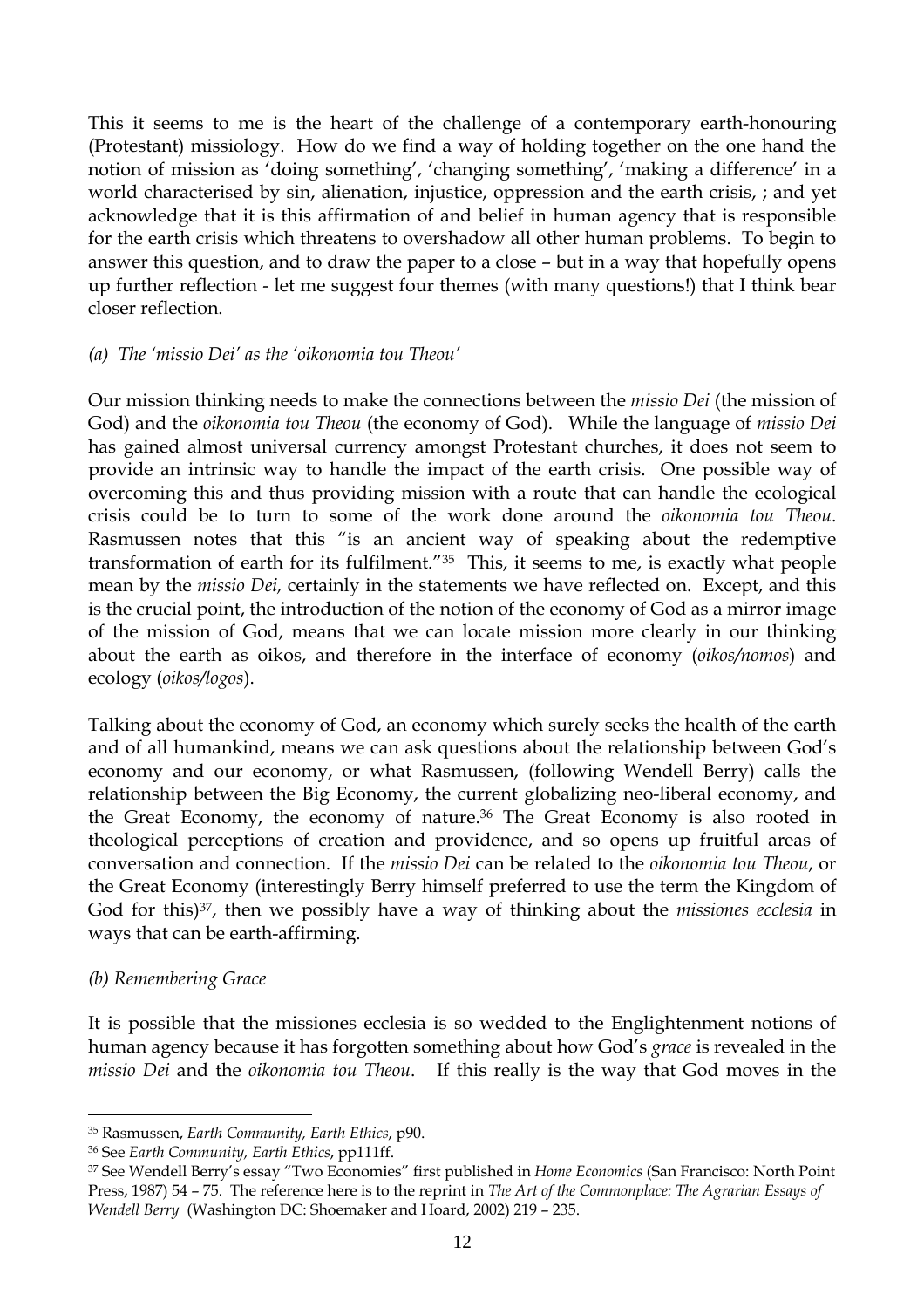This it seems to me is the heart of the challenge of a contemporary earth-honouring (Protestant) missiology. How do we find a way of holding together on the one hand the notion of mission as 'doing something', 'changing something', 'making a difference' in a world characterised by sin, alienation, injustice, oppression and the earth crisis, ; and yet acknowledge that it is this affirmation of and belief in human agency that is responsible for the earth crisis which threatens to overshadow all other human problems. To begin to answer this question, and to draw the paper to a close – but in a way that hopefully opens up further reflection - let me suggest four themes (with many questions!) that I think bear closer reflection.

*(a) The 'missio Dei' as the 'oikonomia tou Theou'*

Our mission thinking needs to make the connections between the *missio Dei* (the mission of God) and the *oikonomia tou Theou* (the economy of God). While the language of *missio Dei* has gained almost universal currency amongst Protestant churches, it does not seem to provide an intrinsic way to handle the impact of the earth crisis. One possible way of overcoming this and thus providing mission with a route that can handle the ecological crisis could be to turn to some of the work done around the *oikonomia tou Theou*. Rasmussen notes that this "is an ancient way of speaking about the redemptive transformation of earth for its fulfilment."[35] This, it seems to me, is exactly what people mean by the *missio Dei,* certainly in the statements we have reflected on. Except, and this is the crucial point, the introduction of the notion of the economy of God as a mirror image of the mission of God, means that we can locate mission more clearly in our thinking about the earth as oikos, and therefore in the interface of economy (*oikos/nomos*) and ecology (*oikos/logos*).

Talking about the economy of God, an economy which surely seeks the health of the earth and of all humankind, means we can ask questions about the relationship between God's economy and our economy, or what Rasmussen, (following Wendell Berry) calls the relationship between the Big Economy, the current globalizing neo-liberal economy, and the Great Economy, the economy of nature.[36] The Great Economy is also rooted in theological perceptions of creation and providence, and so opens up fruitful areas of conversation and connection. If the *missio Dei* can be related to the *oikonomia tou Theou*, or the Great Economy (interestingly Berry himself preferred to use the term the Kingdom of God for this)[37], then we possibly have a way of thinking about the *missiones ecclesia* in ways that can be earth-affirming.

*(b) Remembering Grace*

It is possible that the missiones ecclesia is so wedded to the Englightenment notions of human agency because it has forgotten something about how God's *grace* is revealed in the *missio Dei* and the *oikonomia tou Theou*. If this really is the way that God moves in the

---

[35] Rasmussen, *Earth Community, Earth Ethics*, p90.

[36] See *Earth Community, Earth Ethics*, pp111ff.

[37] See Wendell Berry's essay "Two Economies" first published in *Home Economics* (San Francisco: North Point Press, 1987) 54 – 75. The reference here is to the reprint in *The Art of the Commonplace: The Agrarian Essays of Wendell Berry* (Washington DC: Shoemaker and Hoard, 2002) 219 – 235.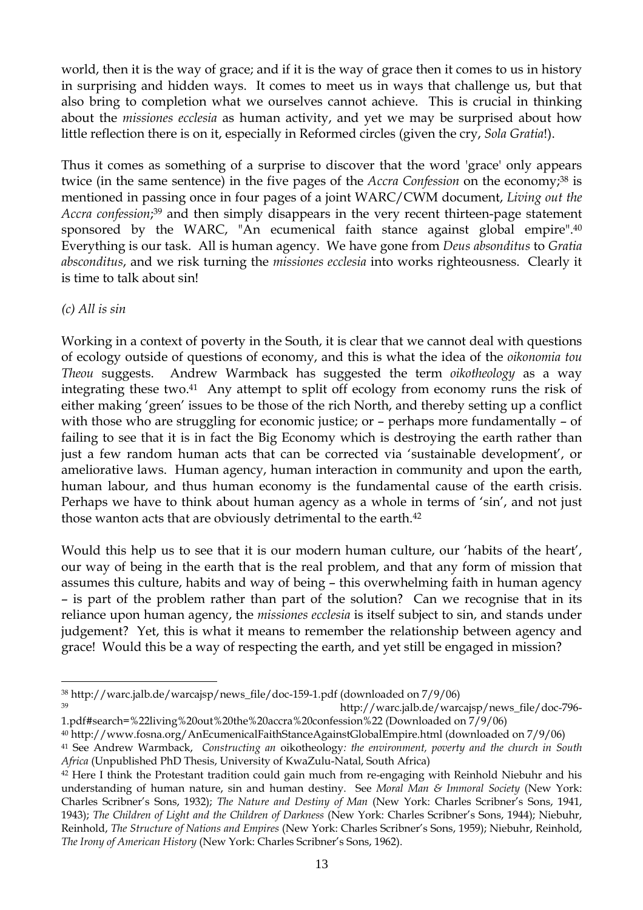world, then it is the way of grace; and if it is the way of grace then it comes to us in history in surprising and hidden ways. It comes to meet us in ways that challenge us, but that also bring to completion what we ourselves cannot achieve. This is crucial in thinking about the *missiones ecclesia* as human activity, and yet we may be surprised about how little reflection there is on it, especially in Reformed circles (given the cry, *Sola Gratia*!).

Thus it comes as something of a surprise to discover that the word 'grace' only appears twice (in the same sentence) in the five pages of the *Accra Confession* on the economy;[38] is mentioned in passing once in four pages of a joint WARC/CWM document, *Living out the Accra confession*;[39] and then simply disappears in the very recent thirteen-page statement sponsored by the WARC, "An ecumenical faith stance against global empire".[40] Everything is our task. All is human agency. We have gone from *Deus absonditus* to *Gratia absconditus*, and we risk turning the *missiones ecclesia* into works righteousness. Clearly it is time to talk about sin!

*(c) All is sin*

Working in a context of poverty in the South, it is clear that we cannot deal with questions of ecology outside of questions of economy, and this is what the idea of the *oikonomia tou Theou* suggests. Andrew Warmback has suggested the term *oikotheology* as a way integrating these two.[41] Any attempt to split off ecology from economy runs the risk of either making 'green' issues to be those of the rich North, and thereby setting up a conflict with those who are struggling for economic justice; or – perhaps more fundamentally – of failing to see that it is in fact the Big Economy which is destroying the earth rather than just a few random human acts that can be corrected via 'sustainable development', or ameliorative laws. Human agency, human interaction in community and upon the earth, human labour, and thus human economy is the fundamental cause of the earth crisis. Perhaps we have to think about human agency as a whole in terms of 'sin', and not just those wanton acts that are obviously detrimental to the earth.[42]

Would this help us to see that it is our modern human culture, our 'habits of the heart', our way of being in the earth that is the real problem, and that any form of mission that assumes this culture, habits and way of being – this overwhelming faith in human agency – is part of the problem rather than part of the solution? Can we recognise that in its reliance upon human agency, the *missiones ecclesia* is itself subject to sin, and stands under judgement? Yet, this is what it means to remember the relationship between agency and grace! Would this be a way of respecting the earth, and yet still be engaged in mission?

---

[38] http://warc.jalb.de/warcajsp/news_file/doc-159-1.pdf (downloaded on 7/9/06)

[39] http://warc.jalb.de/warcajsp/news_file/doc-796-1.pdf#search=%22living%20out%20the%20accra%20confession%22 (Downloaded on 7/9/06)

[40] http://www.fosna.org/AnEcumenicalFaithStanceAgainstGlobalEmpire.html (downloaded on 7/9/06)

[41] See Andrew Warmback, *Constructing an* oikotheology*: the environment, poverty and the church in South Africa* (Unpublished PhD Thesis, University of KwaZulu-Natal, South Africa)

[42] Here I think the Protestant tradition could gain much from re-engaging with Reinhold Niebuhr and his understanding of human nature, sin and human destiny. See *Moral Man & Immoral Society* (New York: Charles Scribner's Sons, 1932); *The Nature and Destiny of Man* (New York: Charles Scribner's Sons, 1941, 1943); *The Children of Light and the Children of Darkness* (New York: Charles Scribner's Sons, 1944); Niebuhr, Reinhold, *The Structure of Nations and Empires* (New York: Charles Scribner's Sons, 1959); Niebuhr, Reinhold, *The Irony of American History* (New York: Charles Scribner's Sons, 1962).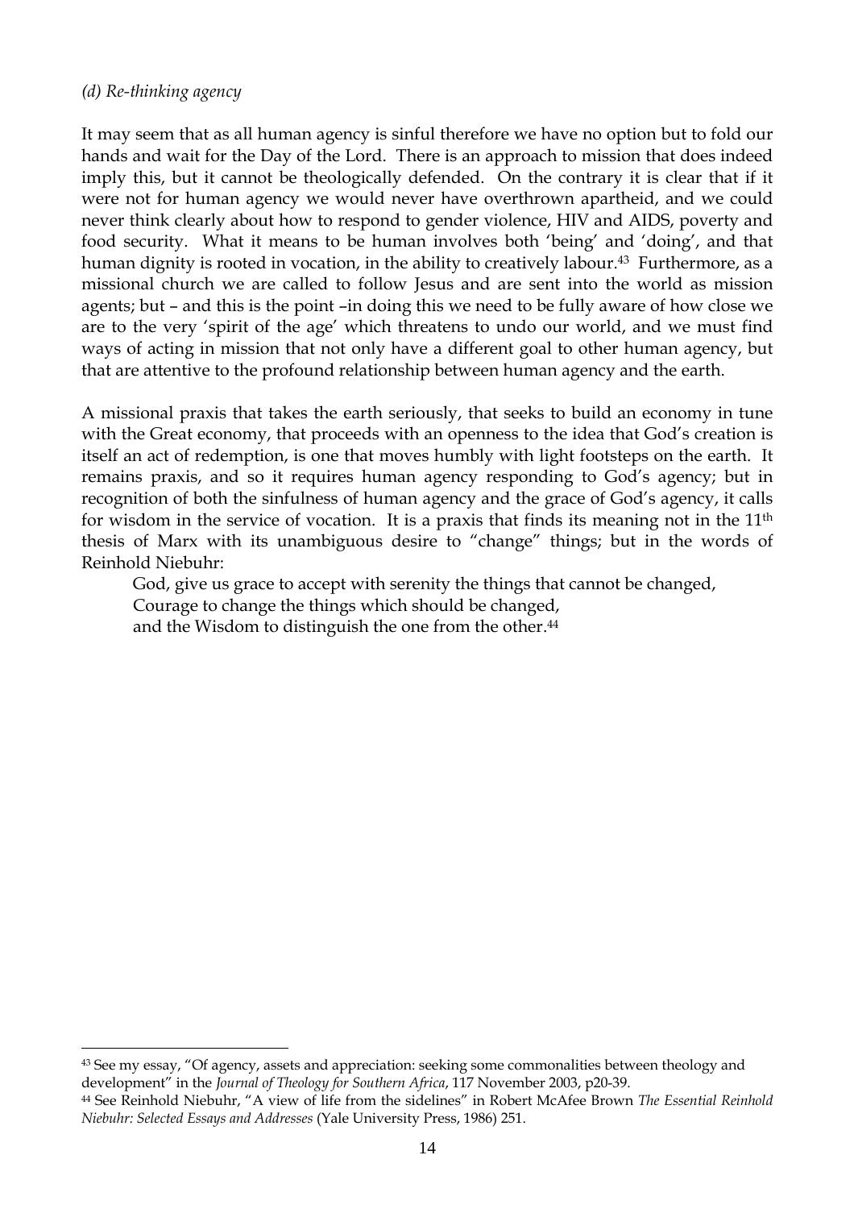### *(d) Re-thinking agency*

It may seem that as all human agency is sinful therefore we have no option but to fold our hands and wait for the Day of the Lord. There is an approach to mission that does indeed imply this, but it cannot be theologically defended. On the contrary it is clear that if it were not for human agency we would never have overthrown apartheid, and we could never think clearly about how to respond to gender violence, HIV and AIDS, poverty and food security. What it means to be human involves both 'being' and 'doing', and that human dignity is rooted in vocation, in the ability to creatively labour.[43] Furthermore, as a missional church we are called to follow Jesus and are sent into the world as mission agents; but – and this is the point –in doing this we need to be fully aware of how close we are to the very 'spirit of the age' which threatens to undo our world, and we must find ways of acting in mission that not only have a different goal to other human agency, but that are attentive to the profound relationship between human agency and the earth.

A missional praxis that takes the earth seriously, that seeks to build an economy in tune with the Great economy, that proceeds with an openness to the idea that God's creation is itself an act of redemption, is one that moves humbly with light footsteps on the earth. It remains praxis, and so it requires human agency responding to God's agency; but in recognition of both the sinfulness of human agency and the grace of God's agency, it calls for wisdom in the service of vocation. It is a praxis that finds its meaning not in the 11th thesis of Marx with its unambiguous desire to "change" things; but in the words of Reinhold Niebuhr:

> God, give us grace to accept with serenity the things that cannot be changed,
> Courage to change the things which should be changed,
> and the Wisdom to distinguish the one from the other.[44]

---

[43] See my essay, "Of agency, assets and appreciation: seeking some commonalities between theology and development" in the *Journal of Theology for Southern Africa*, 117 November 2003, p20-39.

[44] See Reinhold Niebuhr, "A view of life from the sidelines" in Robert McAfee Brown *The Essential Reinhold Niebuhr: Selected Essays and Addresses* (Yale University Press, 1986) 251.